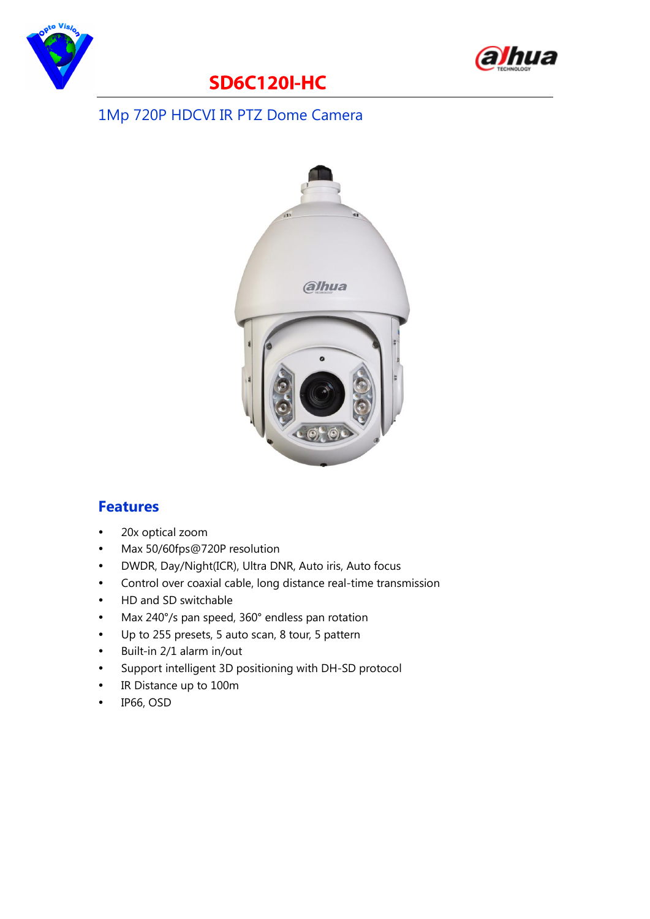# SD6C120I-HC

## 1Mp 720P HDCVI IR PTZ Dome Camera

## Features

- 20x optical zoom
- Max 50/60fps@720P resolution
- DWDR, Day/Night(ICR), Ultra DNR, Auto iris, Auto focus
- Control over coaxial cable, long distance real-time transmission
- HD and SD switchable
- Max 240°/s pan speed, 360° endless pan rotation
- Up to 255 presets, 5 auto scan, 8 tour, 5 pattern
- Built-in 2/1 alarm in/out
- Support intelligent 3D positioning with DH-SD protocol
- IR Distance up to 100m
- IP66, OSD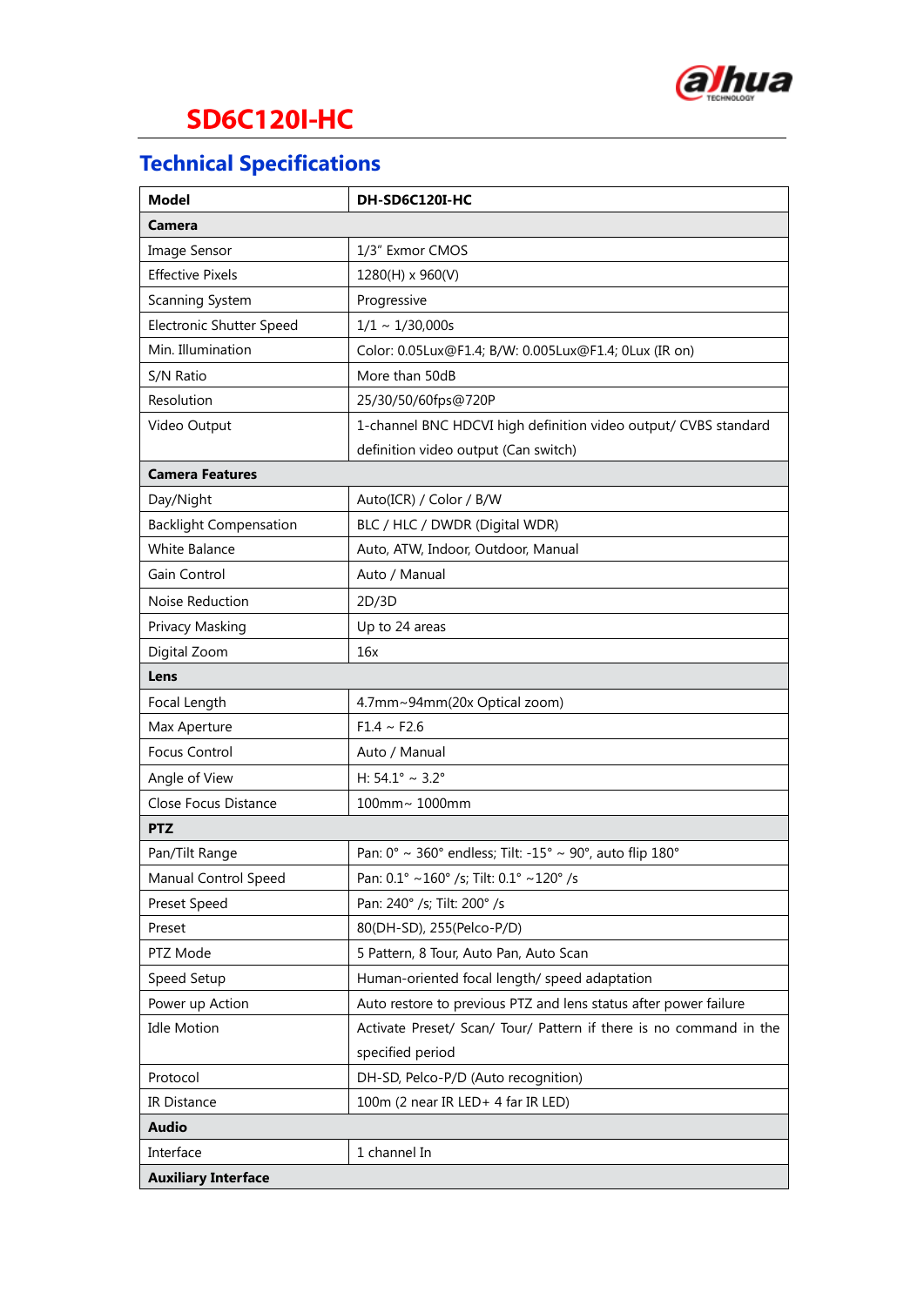# SD6C120I-HC

## Technical Specifications

| Model | DH-SD6C120I-HC |
|---|---|
| **Camera** | |
| Image Sensor | 1/3" Exmor CMOS |
| Effective Pixels | 1280(H) x 960(V) |
| Scanning System | Progressive |
| Electronic Shutter Speed | 1/1 ~ 1/30,000s |
| Min. Illumination | Color: 0.05Lux@F1.4; B/W: 0.005Lux@F1.4; 0Lux (IR on) |
| S/N Ratio | More than 50dB |
| Resolution | 25/30/50/60fps@720P |
| Video Output | 1-channel BNC HDCVI high definition video output/ CVBS standard definition video output (Can switch) |
| **Camera Features** | |
| Day/Night | Auto(ICR) / Color / B/W |
| Backlight Compensation | BLC / HLC / DWDR (Digital WDR) |
| White Balance | Auto, ATW, Indoor, Outdoor, Manual |
| Gain Control | Auto / Manual |
| Noise Reduction | 2D/3D |
| Privacy Masking | Up to 24 areas |
| Digital Zoom | 16x |
| **Lens** | |
| Focal Length | 4.7mm~94mm(20x Optical zoom) |
| Max Aperture | F1.4 ~ F2.6 |
| Focus Control | Auto / Manual |
| Angle of View | H: 54.1° ~ 3.2° |
| Close Focus Distance | 100mm~ 1000mm |
| **PTZ** | |
| Pan/Tilt Range | Pan: 0° ~ 360° endless; Tilt: -15° ~ 90°, auto flip 180° |
| Manual Control Speed | Pan: 0.1° ~160° /s; Tilt: 0.1° ~120° /s |
| Preset Speed | Pan: 240° /s; Tilt: 200° /s |
| Preset | 80(DH-SD), 255(Pelco-P/D) |
| PTZ Mode | 5 Pattern, 8 Tour, Auto Pan, Auto Scan |
| Speed Setup | Human-oriented focal length/ speed adaptation |
| Power up Action | Auto restore to previous PTZ and lens status after power failure |
| Idle Motion | Activate Preset/ Scan/ Tour/ Pattern if there is no command in the specified period |
| Protocol | DH-SD, Pelco-P/D (Auto recognition) |
| IR Distance | 100m (2 near IR LED+ 4 far IR LED) |
| **Audio** | |
| Interface | 1 channel In |
| **Auxiliary Interface** | |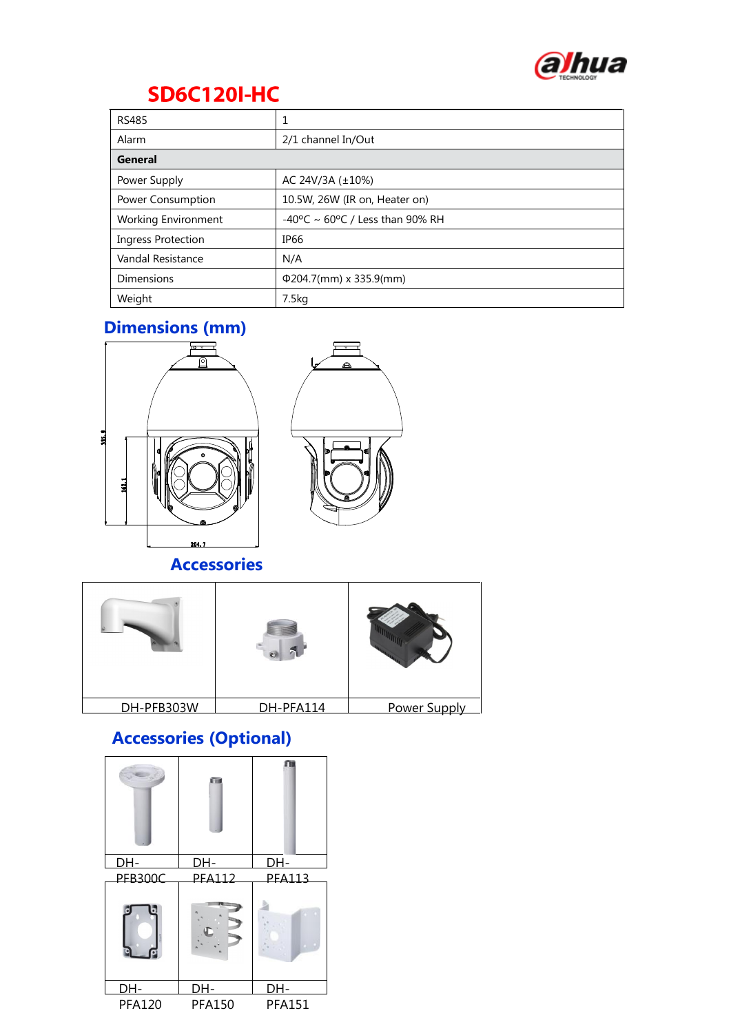# SD6C120I-HC

| | |
|---|---|
| RS485 | 1 |
| Alarm | 2/1 channel In/Out |
| **General** | |
| Power Supply | AC 24V/3A (±10%) |
| Power Consumption | 10.5W, 26W (IR on, Heater on) |
| Working Environment | -40ºC ~ 60ºC / Less than 90% RH |
| Ingress Protection | IP66 |
| Vandal Resistance | N/A |
| Dimensions | Φ204.7(mm) x 335.9(mm) |
| Weight | 7.5kg |

## Dimensions (mm)

335.9

161.1

204.7

## Accessories

| | | |
|---|---|---|
| DH-PFB303W | DH-PFA114 | Power Supply |

## Accessories (Optional)

| | | |
|---|---|---|
| DH-PFB300C | DH-PFA112 | DH-PFA113 |
| DH-PFA120 | DH-PFA150 | DH-PFA151 |